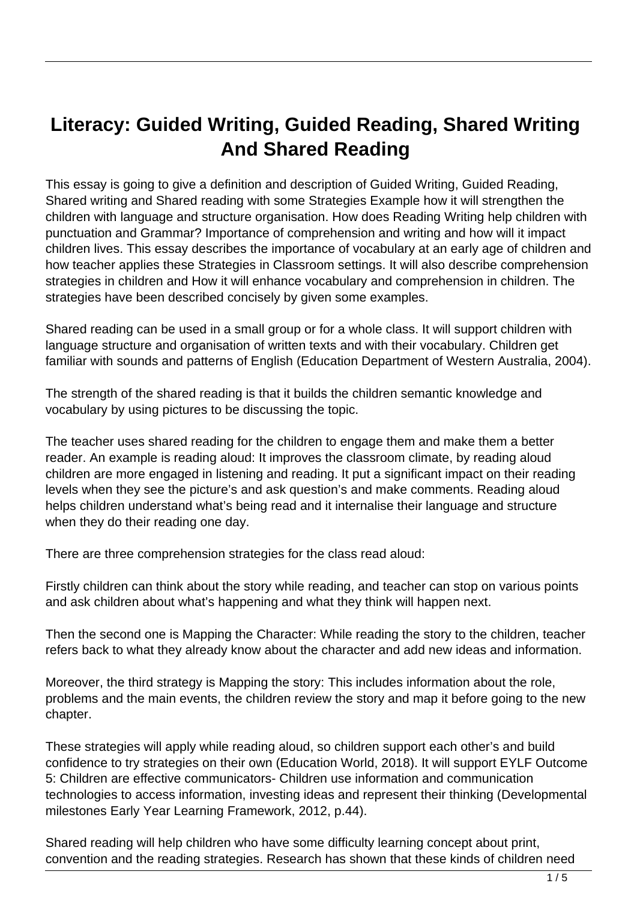# Literacy: Guided Writing, Guided Reading, Shared Writing And Shared Reading

This essay is going to give a definition and description of Guided Writing, Guided Reading, Shared writing and Shared reading with some Strategies Example how it will strengthen the children with language and structure organisation. How does Reading Writing help children with punctuation and Grammar? Importance of comprehension and writing and how will it impact children lives. This essay describes the importance of vocabulary at an early age of children and how teacher applies these Strategies in Classroom settings. It will also describe comprehension strategies in children and How it will enhance vocabulary and comprehension in children. The strategies have been described concisely by given some examples.

Shared reading can be used in a small group or for a whole class. It will support children with language structure and organisation of written texts and with their vocabulary. Children get familiar with sounds and patterns of English (Education Department of Western Australia, 2004).

The strength of the shared reading is that it builds the children semantic knowledge and vocabulary by using pictures to be discussing the topic.

The teacher uses shared reading for the children to engage them and make them a better reader. An example is reading aloud: It improves the classroom climate, by reading aloud children are more engaged in listening and reading. It put a significant impact on their reading levels when they see the picture's and ask question's and make comments. Reading aloud helps children understand what's being read and it internalise their language and structure when they do their reading one day.

There are three comprehension strategies for the class read aloud:

Firstly children can think about the story while reading, and teacher can stop on various points and ask children about what's happening and what they think will happen next.

Then the second one is Mapping the Character: While reading the story to the children, teacher refers back to what they already know about the character and add new ideas and information.

Moreover, the third strategy is Mapping the story: This includes information about the role, problems and the main events, the children review the story and map it before going to the new chapter.

These strategies will apply while reading aloud, so children support each other's and build confidence to try strategies on their own (Education World, 2018). It will support EYLF Outcome 5: Children are effective communicators- Children use information and communication technologies to access information, investing ideas and represent their thinking (Developmental milestones Early Year Learning Framework, 2012, p.44).

Shared reading will help children who have some difficulty learning concept about print, convention and the reading strategies. Research has shown that these kinds of children need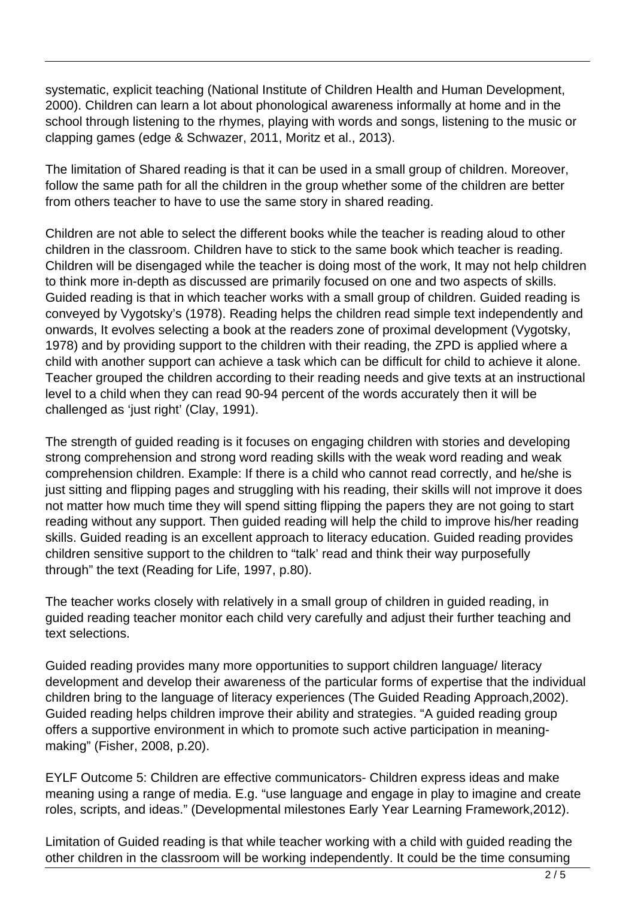systematic, explicit teaching (National Institute of Children Health and Human Development, 2000). Children can learn a lot about phonological awareness informally at home and in the school through listening to the rhymes, playing with words and songs, listening to the music or clapping games (edge & Schwazer, 2011, Moritz et al., 2013).

The limitation of Shared reading is that it can be used in a small group of children. Moreover, follow the same path for all the children in the group whether some of the children are better from others teacher to have to use the same story in shared reading.

Children are not able to select the different books while the teacher is reading aloud to other children in the classroom. Children have to stick to the same book which teacher is reading. Children will be disengaged while the teacher is doing most of the work, It may not help children to think more in-depth as discussed are primarily focused on one and two aspects of skills. Guided reading is that in which teacher works with a small group of children. Guided reading is conveyed by Vygotsky's (1978). Reading helps the children read simple text independently and onwards, It evolves selecting a book at the readers zone of proximal development (Vygotsky, 1978) and by providing support to the children with their reading, the ZPD is applied where a child with another support can achieve a task which can be difficult for child to achieve it alone. Teacher grouped the children according to their reading needs and give texts at an instructional level to a child when they can read 90-94 percent of the words accurately then it will be challenged as 'just right' (Clay, 1991).

The strength of guided reading is it focuses on engaging children with stories and developing strong comprehension and strong word reading skills with the weak word reading and weak comprehension children. Example: If there is a child who cannot read correctly, and he/she is just sitting and flipping pages and struggling with his reading, their skills will not improve it does not matter how much time they will spend sitting flipping the papers they are not going to start reading without any support. Then guided reading will help the child to improve his/her reading skills. Guided reading is an excellent approach to literacy education. Guided reading provides children sensitive support to the children to "talk' read and think their way purposefully through" the text (Reading for Life, 1997, p.80).

The teacher works closely with relatively in a small group of children in guided reading, in guided reading teacher monitor each child very carefully and adjust their further teaching and text selections.

Guided reading provides many more opportunities to support children language/ literacy development and develop their awareness of the particular forms of expertise that the individual children bring to the language of literacy experiences (The Guided Reading Approach,2002). Guided reading helps children improve their ability and strategies. "A guided reading group offers a supportive environment in which to promote such active participation in meaning-making" (Fisher, 2008, p.20).

EYLF Outcome 5: Children are effective communicators- Children express ideas and make meaning using a range of media. E.g. "use language and engage in play to imagine and create roles, scripts, and ideas." (Developmental milestones Early Year Learning Framework,2012).

Limitation of Guided reading is that while teacher working with a child with guided reading the other children in the classroom will be working independently. It could be the time consuming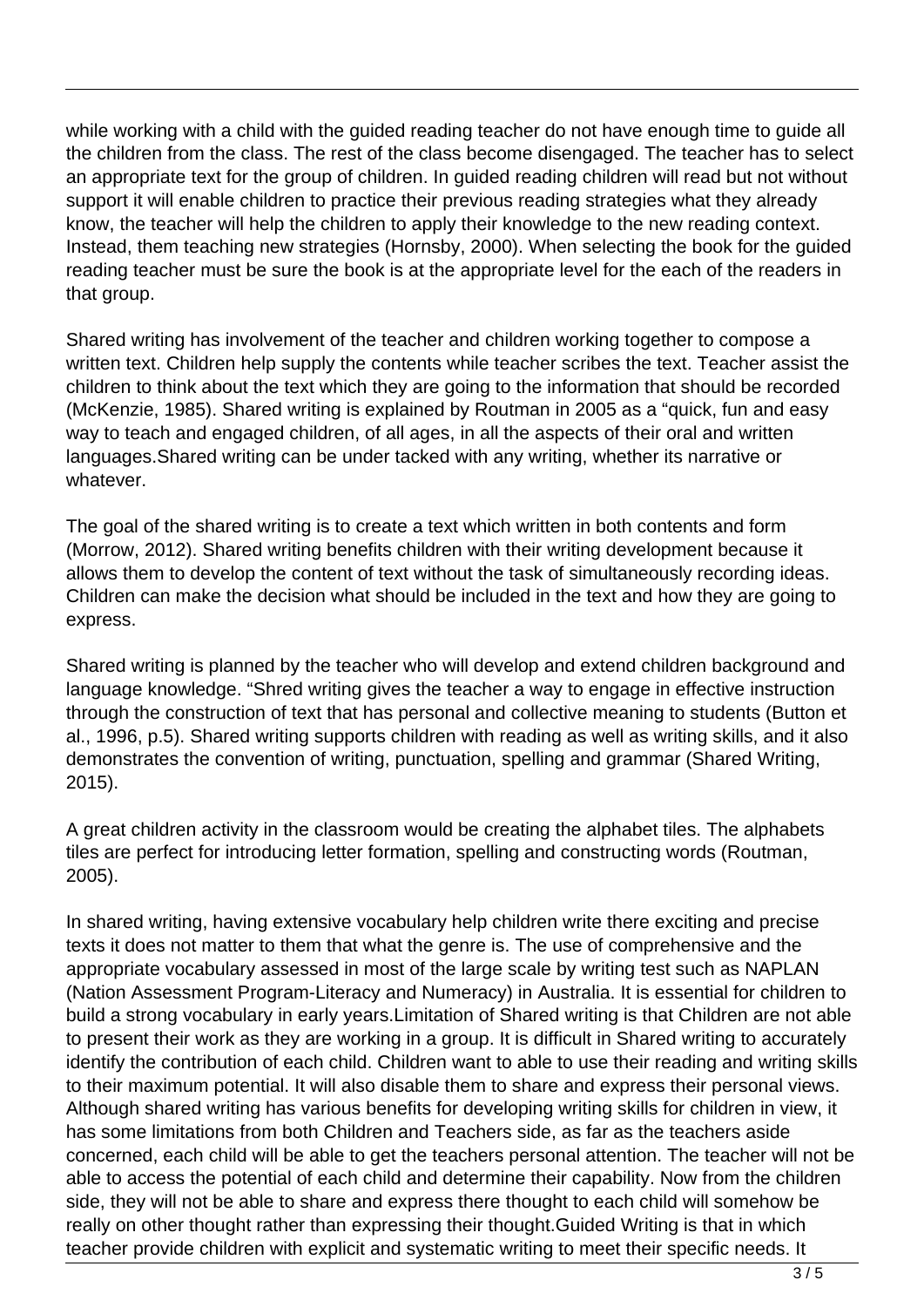while working with a child with the guided reading teacher do not have enough time to guide all the children from the class. The rest of the class become disengaged. The teacher has to select an appropriate text for the group of children. In guided reading children will read but not without support it will enable children to practice their previous reading strategies what they already know, the teacher will help the children to apply their knowledge to the new reading context. Instead, them teaching new strategies (Hornsby, 2000). When selecting the book for the guided reading teacher must be sure the book is at the appropriate level for the each of the readers in that group.

Shared writing has involvement of the teacher and children working together to compose a written text. Children help supply the contents while teacher scribes the text. Teacher assist the children to think about the text which they are going to the information that should be recorded (McKenzie, 1985). Shared writing is explained by Routman in 2005 as a "quick, fun and easy way to teach and engaged children, of all ages, in all the aspects of their oral and written languages.Shared writing can be under tacked with any writing, whether its narrative or whatever.

The goal of the shared writing is to create a text which written in both contents and form (Morrow, 2012). Shared writing benefits children with their writing development because it allows them to develop the content of text without the task of simultaneously recording ideas. Children can make the decision what should be included in the text and how they are going to express.

Shared writing is planned by the teacher who will develop and extend children background and language knowledge. "Shred writing gives the teacher a way to engage in effective instruction through the construction of text that has personal and collective meaning to students (Button et al., 1996, p.5). Shared writing supports children with reading as well as writing skills, and it also demonstrates the convention of writing, punctuation, spelling and grammar (Shared Writing, 2015).

A great children activity in the classroom would be creating the alphabet tiles. The alphabets tiles are perfect for introducing letter formation, spelling and constructing words (Routman, 2005).

In shared writing, having extensive vocabulary help children write there exciting and precise texts it does not matter to them that what the genre is. The use of comprehensive and the appropriate vocabulary assessed in most of the large scale by writing test such as NAPLAN (Nation Assessment Program-Literacy and Numeracy) in Australia. It is essential for children to build a strong vocabulary in early years.Limitation of Shared writing is that Children are not able to present their work as they are working in a group. It is difficult in Shared writing to accurately identify the contribution of each child. Children want to able to use their reading and writing skills to their maximum potential. It will also disable them to share and express their personal views. Although shared writing has various benefits for developing writing skills for children in view, it has some limitations from both Children and Teachers side, as far as the teachers aside concerned, each child will be able to get the teachers personal attention. The teacher will not be able to access the potential of each child and determine their capability. Now from the children side, they will not be able to share and express there thought to each child will somehow be really on other thought rather than expressing their thought.Guided Writing is that in which teacher provide children with explicit and systematic writing to meet their specific needs. It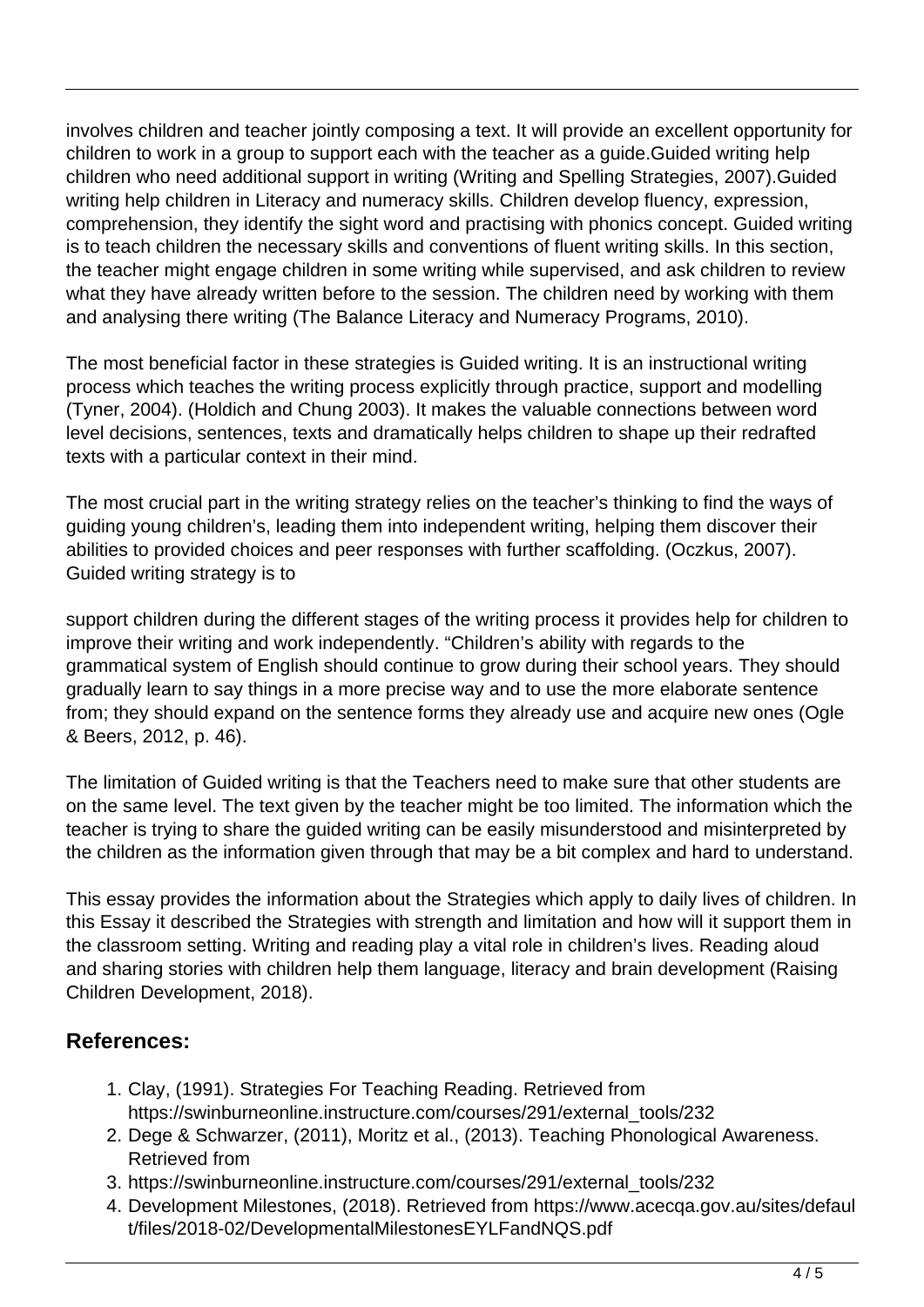involves children and teacher jointly composing a text. It will provide an excellent opportunity for children to work in a group to support each with the teacher as a guide.Guided writing help children who need additional support in writing (Writing and Spelling Strategies, 2007).Guided writing help children in Literacy and numeracy skills. Children develop fluency, expression, comprehension, they identify the sight word and practising with phonics concept. Guided writing is to teach children the necessary skills and conventions of fluent writing skills. In this section, the teacher might engage children in some writing while supervised, and ask children to review what they have already written before to the session. The children need by working with them and analysing there writing (The Balance Literacy and Numeracy Programs, 2010).

The most beneficial factor in these strategies is Guided writing. It is an instructional writing process which teaches the writing process explicitly through practice, support and modelling (Tyner, 2004). (Holdich and Chung 2003). It makes the valuable connections between word level decisions, sentences, texts and dramatically helps children to shape up their redrafted texts with a particular context in their mind.

The most crucial part in the writing strategy relies on the teacher's thinking to find the ways of guiding young children's, leading them into independent writing, helping them discover their abilities to provided choices and peer responses with further scaffolding. (Oczkus, 2007). Guided writing strategy is to

support children during the different stages of the writing process it provides help for children to improve their writing and work independently. "Children's ability with regards to the grammatical system of English should continue to grow during their school years. They should gradually learn to say things in a more precise way and to use the more elaborate sentence from; they should expand on the sentence forms they already use and acquire new ones (Ogle & Beers, 2012, p. 46).

The limitation of Guided writing is that the Teachers need to make sure that other students are on the same level. The text given by the teacher might be too limited. The information which the teacher is trying to share the guided writing can be easily misunderstood and misinterpreted by the children as the information given through that may be a bit complex and hard to understand.

This essay provides the information about the Strategies which apply to daily lives of children. In this Essay it described the Strategies with strength and limitation and how will it support them in the classroom setting. Writing and reading play a vital role in children's lives. Reading aloud and sharing stories with children help them language, literacy and brain development (Raising Children Development, 2018).

## References:

1. Clay, (1991). Strategies For Teaching Reading. Retrieved from https://swinburneonline.instructure.com/courses/291/external_tools/232
2. Dege & Schwarzer, (2011), Moritz et al., (2013). Teaching Phonological Awareness. Retrieved from
3. https://swinburneonline.instructure.com/courses/291/external_tools/232
4. Development Milestones, (2018). Retrieved from https://www.acecqa.gov.au/sites/default/files/2018-02/DevelopmentalMilestonesEYLFandNQS.pdf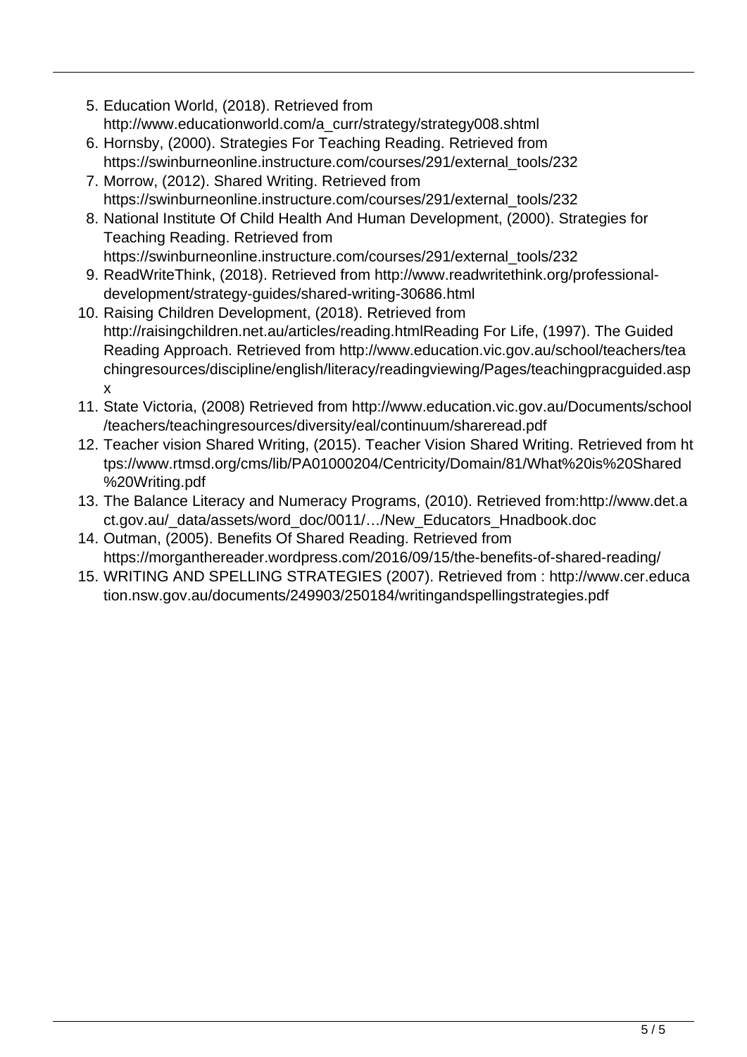5. Education World, (2018). Retrieved from http://www.educationworld.com/a_curr/strategy/strategy008.shtml
6. Hornsby, (2000). Strategies For Teaching Reading. Retrieved from https://swinburneonline.instructure.com/courses/291/external_tools/232
7. Morrow, (2012). Shared Writing. Retrieved from https://swinburneonline.instructure.com/courses/291/external_tools/232
8. National Institute Of Child Health And Human Development, (2000). Strategies for Teaching Reading. Retrieved from https://swinburneonline.instructure.com/courses/291/external_tools/232
9. ReadWriteThink, (2018). Retrieved from http://www.readwritethink.org/professional-development/strategy-guides/shared-writing-30686.html
10. Raising Children Development, (2018). Retrieved from http://raisingchildren.net.au/articles/reading.htmlReading For Life, (1997). The Guided Reading Approach. Retrieved from http://www.education.vic.gov.au/school/teachers/teachingresources/discipline/english/literacy/readingviewing/Pages/teachingpracguided.aspx
11. State Victoria, (2008) Retrieved from http://www.education.vic.gov.au/Documents/school/teachers/teachingresources/diversity/eal/continuum/shareread.pdf
12. Teacher vision Shared Writing, (2015). Teacher Vision Shared Writing. Retrieved from https://www.rtmsd.org/cms/lib/PA01000204/Centricity/Domain/81/What%20is%20Shared%20Writing.pdf
13. The Balance Literacy and Numeracy Programs, (2010). Retrieved from:http://www.det.act.gov.au/_data/assets/word_doc/0011/…/New_Educators_Hnadbook.doc
14. Outman, (2005). Benefits Of Shared Reading. Retrieved from https://morganthereader.wordpress.com/2016/09/15/the-benefits-of-shared-reading/
15. WRITING AND SPELLING STRATEGIES (2007). Retrieved from : http://www.cer.education.nsw.gov.au/documents/249903/250184/writingandspellingstrategies.pdf